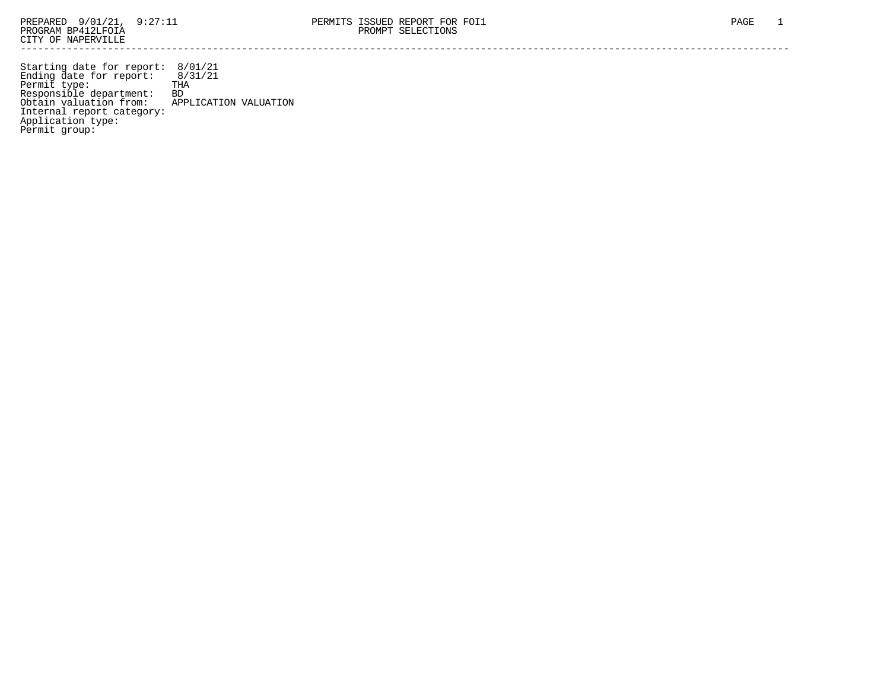PREPARED 9/01/21, 9:27:11
PROGRAM BP412LFOIA
CITY OF NAPERVILLE

PERMITS ISSUED REPORT FOR FOI1
PROMPT SELECTIONS

---

Starting date for report: 8/01/21
Ending date for report: 8/31/21
Permit type: THA
Responsible department: BD
Obtain valuation from: APPLICATION VALUATION
Internal report category:
Application type:
Permit group: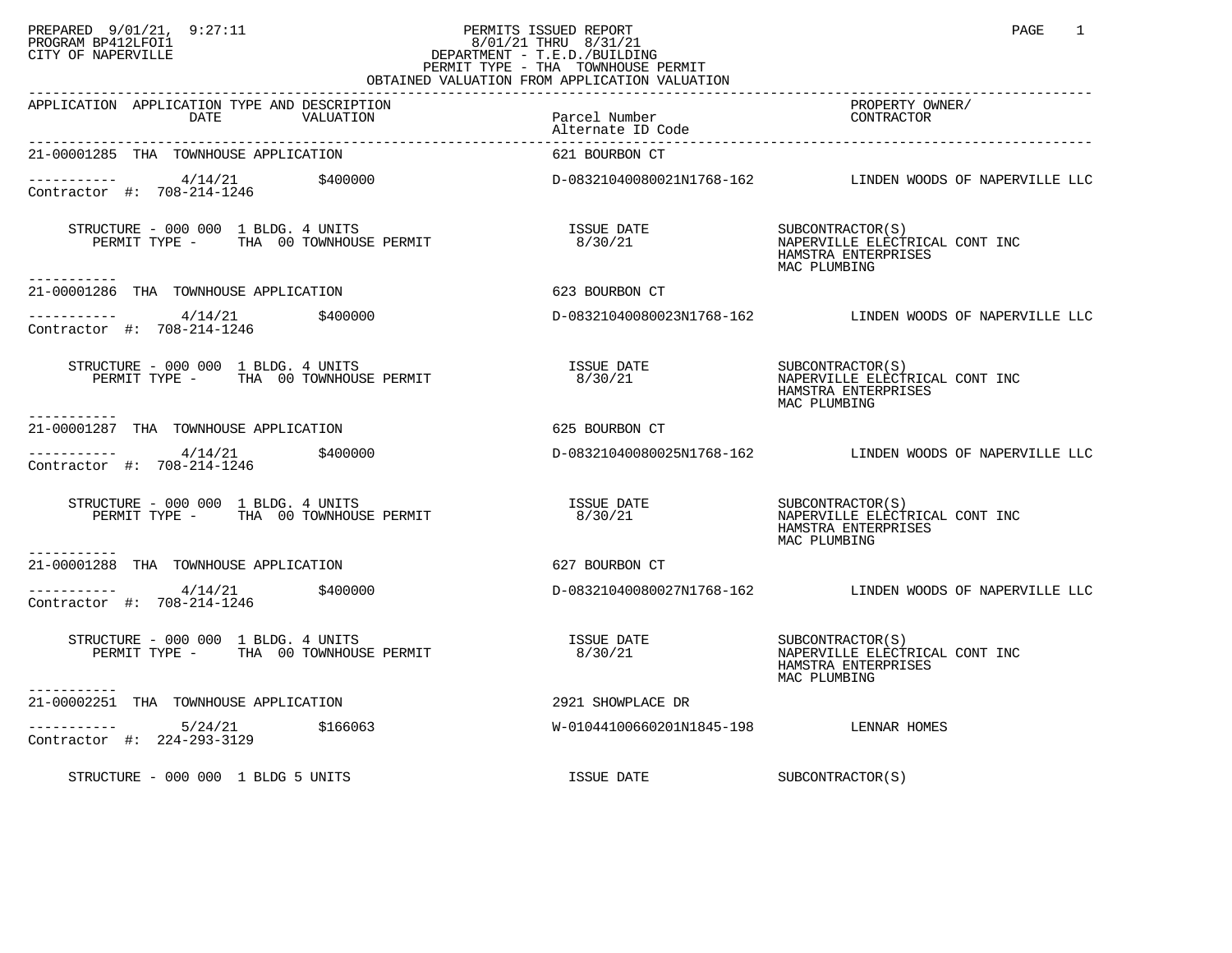PREPARED 9/01/21, 9:27:11
PROGRAM BP412LFOI1
CITY OF NAPERVILLE

PERMITS ISSUED REPORT
8/01/21 THRU 8/31/21
DEPARTMENT - T.E.D./BUILDING
PERMIT TYPE - THA TOWNHOUSE PERMIT
OBTAINED VALUATION FROM APPLICATION VALUATION

| APPLICATION | APPLICATION TYPE AND DESCRIPTION DATE / VALUATION | Parcel Number / Alternate ID Code | PROPERTY OWNER/ CONTRACTOR |
|---|---|---|---|
| 21-00001285 | THA TOWNHOUSE APPLICATION | 621 BOURBON CT | |
| | 4/14/21 $400000 | D-08321040080021N1768-162 | LINDEN WOODS OF NAPERVILLE LLC |
| Contractor #: 708-214-1246 | | | |
| | STRUCTURE - 000 000 1 BLDG. 4 UNITS; PERMIT TYPE - THA 00 TOWNHOUSE PERMIT | ISSUE DATE 8/30/21 | SUBCONTRACTOR(S): NAPERVILLE ELECTRICAL CONT INC; HAMSTRA ENTERPRISES; MAC PLUMBING |
| 21-00001286 | THA TOWNHOUSE APPLICATION | 623 BOURBON CT | |
| | 4/14/21 $400000 | D-08321040080023N1768-162 | LINDEN WOODS OF NAPERVILLE LLC |
| Contractor #: 708-214-1246 | | | |
| | STRUCTURE - 000 000 1 BLDG. 4 UNITS; PERMIT TYPE - THA 00 TOWNHOUSE PERMIT | ISSUE DATE 8/30/21 | SUBCONTRACTOR(S): NAPERVILLE ELECTRICAL CONT INC; HAMSTRA ENTERPRISES; MAC PLUMBING |
| 21-00001287 | THA TOWNHOUSE APPLICATION | 625 BOURBON CT | |
| | 4/14/21 $400000 | D-08321040080025N1768-162 | LINDEN WOODS OF NAPERVILLE LLC |
| Contractor #: 708-214-1246 | | | |
| | STRUCTURE - 000 000 1 BLDG. 4 UNITS; PERMIT TYPE - THA 00 TOWNHOUSE PERMIT | ISSUE DATE 8/30/21 | SUBCONTRACTOR(S): NAPERVILLE ELECTRICAL CONT INC; HAMSTRA ENTERPRISES; MAC PLUMBING |
| 21-00001288 | THA TOWNHOUSE APPLICATION | 627 BOURBON CT | |
| | 4/14/21 $400000 | D-08321040080027N1768-162 | LINDEN WOODS OF NAPERVILLE LLC |
| Contractor #: 708-214-1246 | | | |
| | STRUCTURE - 000 000 1 BLDG. 4 UNITS; PERMIT TYPE - THA 00 TOWNHOUSE PERMIT | ISSUE DATE 8/30/21 | SUBCONTRACTOR(S): NAPERVILLE ELECTRICAL CONT INC; HAMSTRA ENTERPRISES; MAC PLUMBING |
| 21-00002251 | THA TOWNHOUSE APPLICATION | 2921 SHOWPLACE DR | |
| | 5/24/21 $166063 | W-01044100660201N1845-198 | LENNAR HOMES |
| Contractor #: 224-293-3129 | | | |
| | STRUCTURE - 000 000 1 BLDG 5 UNITS | ISSUE DATE | SUBCONTRACTOR(S) |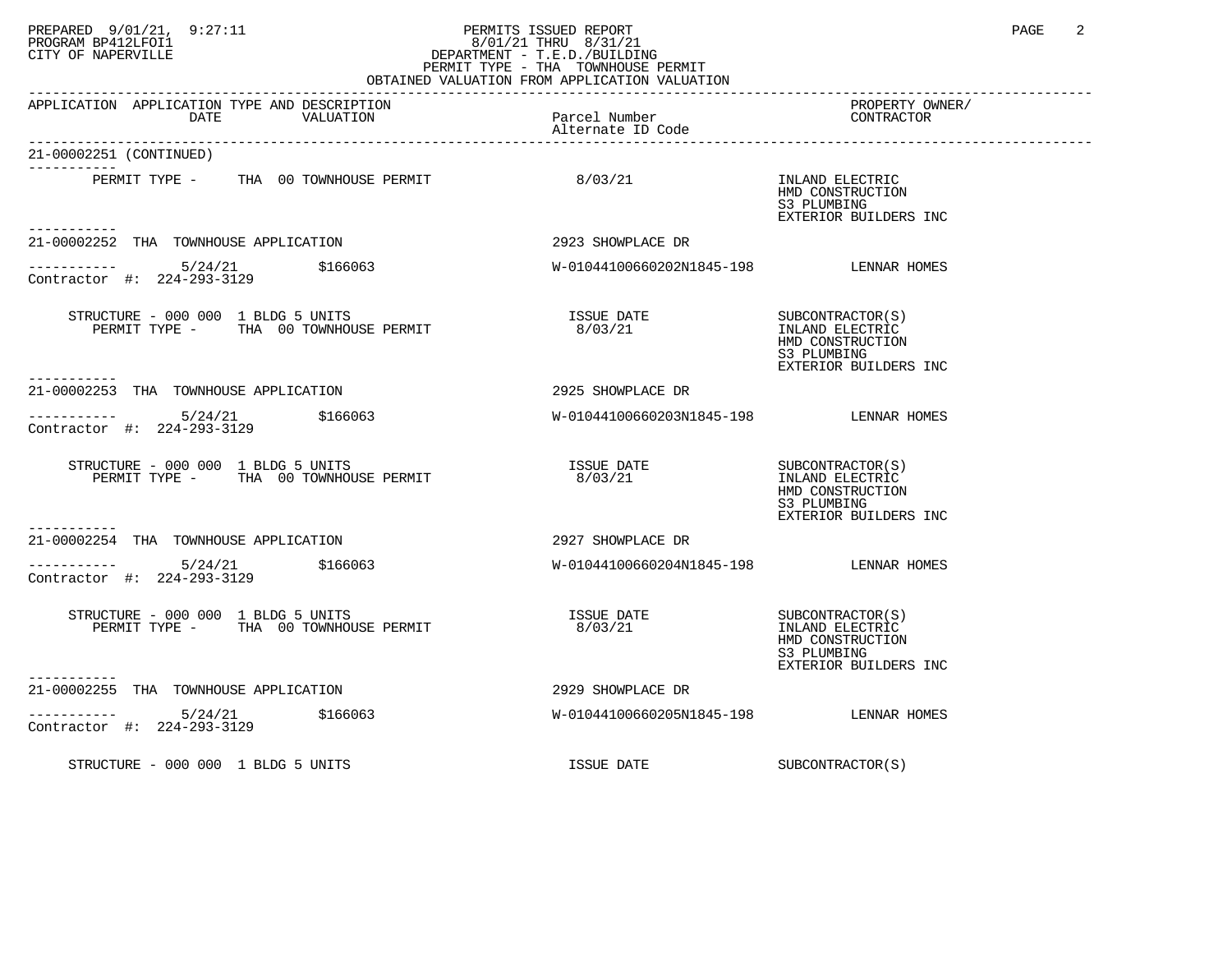| APPLICATION | APPLICATION TYPE AND DESCRIPTION DATE | VALUATION | Parcel Number Alternate ID Code | PROPERTY OWNER/ CONTRACTOR |
|---|---|---|---|---|
| 21-00002251 (CONTINUED) | | | | |
| | PERMIT TYPE - THA 00 TOWNHOUSE PERMIT | | 8/03/21 | INLAND ELECTRIC<br>HMD CONSTRUCTION<br>S3 PLUMBING<br>EXTERIOR BUILDERS INC |
| 21-00002252 | THA TOWNHOUSE APPLICATION | | 2923 SHOWPLACE DR | |
| | 5/24/21 | $166063 | W-01044100660202N1845-198 | LENNAR HOMES |
| Contractor #: 224-293-3129 | | | | |
| | STRUCTURE - 000 000 1 BLDG 5 UNITS<br>PERMIT TYPE - THA 00 TOWNHOUSE PERMIT | | ISSUE DATE<br>8/03/21 | SUBCONTRACTOR(S)<br>INLAND ELECTRIC<br>HMD CONSTRUCTION<br>S3 PLUMBING<br>EXTERIOR BUILDERS INC |
| 21-00002253 | THA TOWNHOUSE APPLICATION | | 2925 SHOWPLACE DR | |
| | 5/24/21 | $166063 | W-01044100660203N1845-198 | LENNAR HOMES |
| Contractor #: 224-293-3129 | | | | |
| | STRUCTURE - 000 000 1 BLDG 5 UNITS<br>PERMIT TYPE - THA 00 TOWNHOUSE PERMIT | | ISSUE DATE<br>8/03/21 | SUBCONTRACTOR(S)<br>INLAND ELECTRIC<br>HMD CONSTRUCTION<br>S3 PLUMBING<br>EXTERIOR BUILDERS INC |
| 21-00002254 | THA TOWNHOUSE APPLICATION | | 2927 SHOWPLACE DR | |
| | 5/24/21 | $166063 | W-01044100660204N1845-198 | LENNAR HOMES |
| Contractor #: 224-293-3129 | | | | |
| | STRUCTURE - 000 000 1 BLDG 5 UNITS<br>PERMIT TYPE - THA 00 TOWNHOUSE PERMIT | | ISSUE DATE<br>8/03/21 | SUBCONTRACTOR(S)<br>INLAND ELECTRIC<br>HMD CONSTRUCTION<br>S3 PLUMBING<br>EXTERIOR BUILDERS INC |
| 21-00002255 | THA TOWNHOUSE APPLICATION | | 2929 SHOWPLACE DR | |
| | 5/24/21 | $166063 | W-01044100660205N1845-198 | LENNAR HOMES |
| Contractor #: 224-293-3129 | | | | |
| | STRUCTURE - 000 000 1 BLDG 5 UNITS | | ISSUE DATE | SUBCONTRACTOR(S) |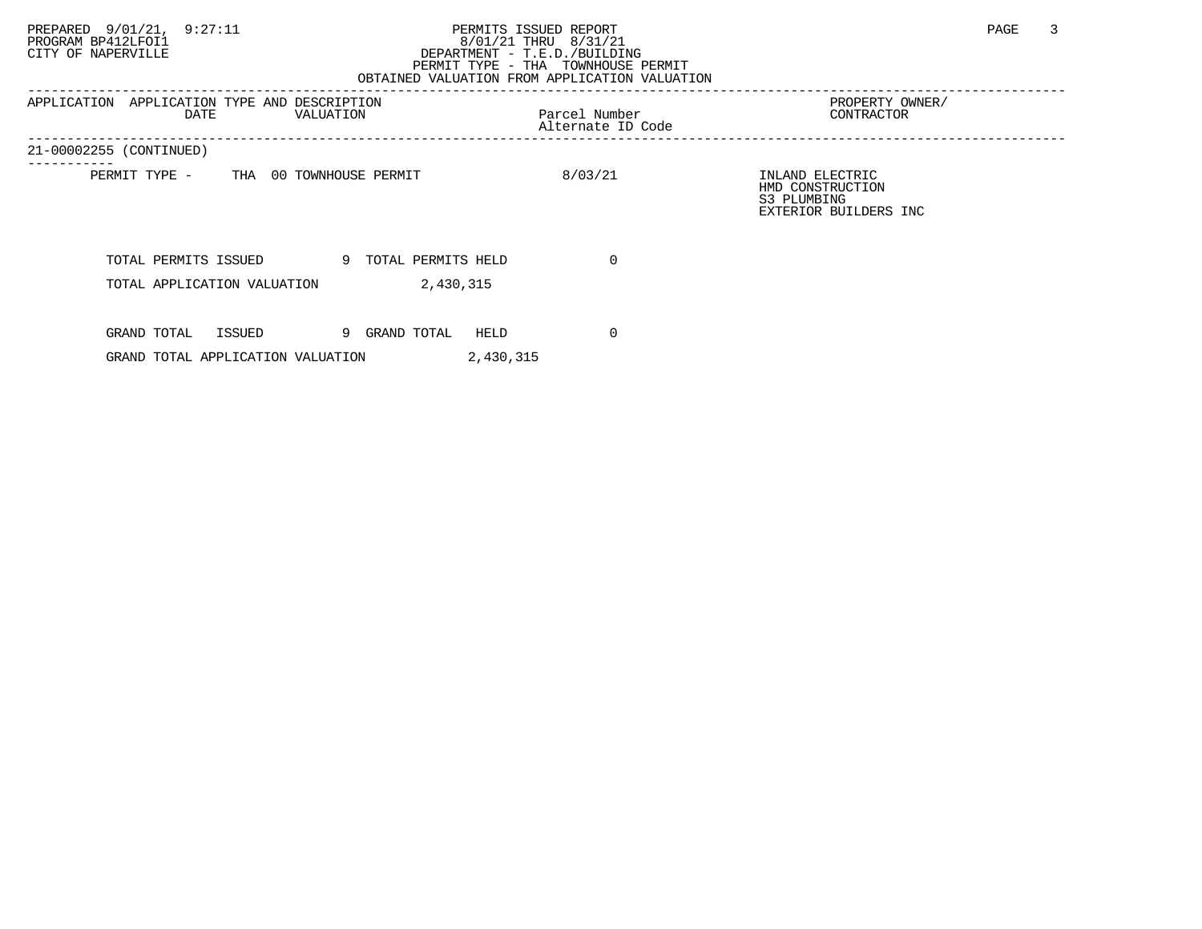PREPARED 9/01/21, 9:27:11
PROGRAM BP412LFOI1
CITY OF NAPERVILLE

PERMITS ISSUED REPORT
8/01/21 THRU 8/31/21
DEPARTMENT - T.E.D./BUILDING
PERMIT TYPE - THA TOWNHOUSE PERMIT
OBTAINED VALUATION FROM APPLICATION VALUATION

| APPLICATION | APPLICATION TYPE AND DESCRIPTION DATE VALUATION | Parcel Number Alternate ID Code | PROPERTY OWNER/ CONTRACTOR |
|---|---|---|---|
| 21-00002255 (CONTINUED) | | | |
| | PERMIT TYPE - THA 00 TOWNHOUSE PERMIT | 8/03/21 | INLAND ELECTRIC<br>HMD CONSTRUCTION<br>S3 PLUMBING<br>EXTERIOR BUILDERS INC |

TOTAL PERMITS ISSUED 9 TOTAL PERMITS HELD 0

TOTAL APPLICATION VALUATION 2,430,315

GRAND TOTAL ISSUED 9 GRAND TOTAL HELD 0

GRAND TOTAL APPLICATION VALUATION 2,430,315